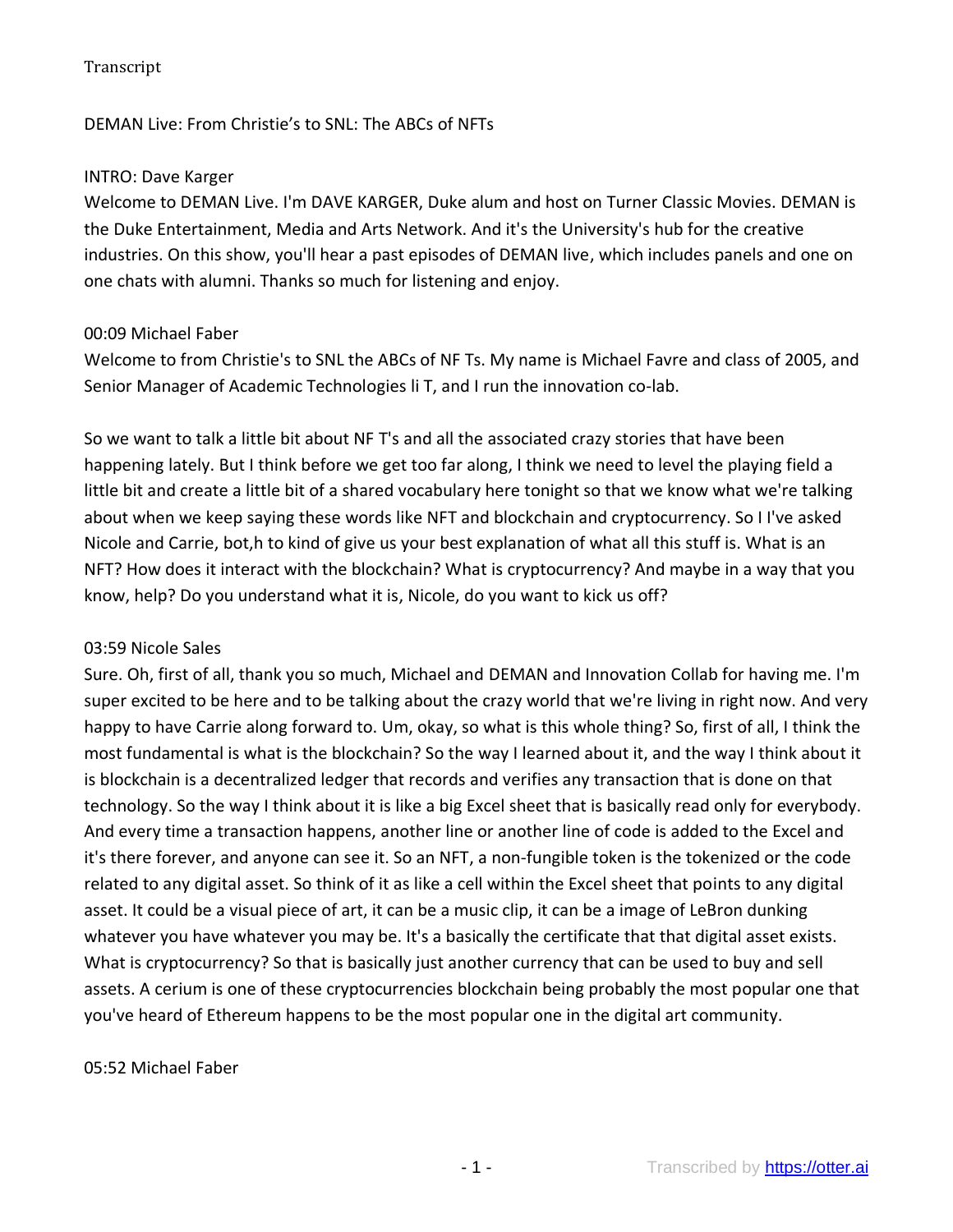Transcript

DEMAN Live: From Christie's to SNL: The ABCs of NFTs

INTRO: Dave Karger

Welcome to DEMAN Live. I'm DAVE KARGER, Duke alum and host on Turner Classic Movies. DEMAN is the Duke Entertainment, Media and Arts Network. And it's the University's hub for the creative industries. On this show, you'll hear a past episodes of DEMAN live, which includes panels and one on one chats with alumni. Thanks so much for listening and enjoy.

00:09 Michael Faber

Welcome to from Christie's to SNL the ABCs of NF Ts. My name is Michael Favre and class of 2005, and Senior Manager of Academic Technologies li T, and I run the innovation co-lab.

So we want to talk a little bit about NF T's and all the associated crazy stories that have been happening lately. But I think before we get too far along, I think we need to level the playing field a little bit and create a little bit of a shared vocabulary here tonight so that we know what we're talking about when we keep saying these words like NFT and blockchain and cryptocurrency. So I I've asked Nicole and Carrie, bot,h to kind of give us your best explanation of what all this stuff is. What is an NFT? How does it interact with the blockchain? What is cryptocurrency? And maybe in a way that you know, help? Do you understand what it is, Nicole, do you want to kick us off?

03:59 Nicole Sales

Sure. Oh, first of all, thank you so much, Michael and DEMAN and Innovation Collab for having me. I'm super excited to be here and to be talking about the crazy world that we're living in right now. And very happy to have Carrie along forward to. Um, okay, so what is this whole thing? So, first of all, I think the most fundamental is what is the blockchain? So the way I learned about it, and the way I think about it is blockchain is a decentralized ledger that records and verifies any transaction that is done on that technology. So the way I think about it is like a big Excel sheet that is basically read only for everybody. And every time a transaction happens, another line or another line of code is added to the Excel and it's there forever, and anyone can see it. So an NFT, a non-fungible token is the tokenized or the code related to any digital asset. So think of it as like a cell within the Excel sheet that points to any digital asset. It could be a visual piece of art, it can be a music clip, it can be a image of LeBron dunking whatever you have whatever you may be. It's a basically the certificate that that digital asset exists. What is cryptocurrency? So that is basically just another currency that can be used to buy and sell assets. A cerium is one of these cryptocurrencies blockchain being probably the most popular one that you've heard of Ethereum happens to be the most popular one in the digital art community.

05:52 Michael Faber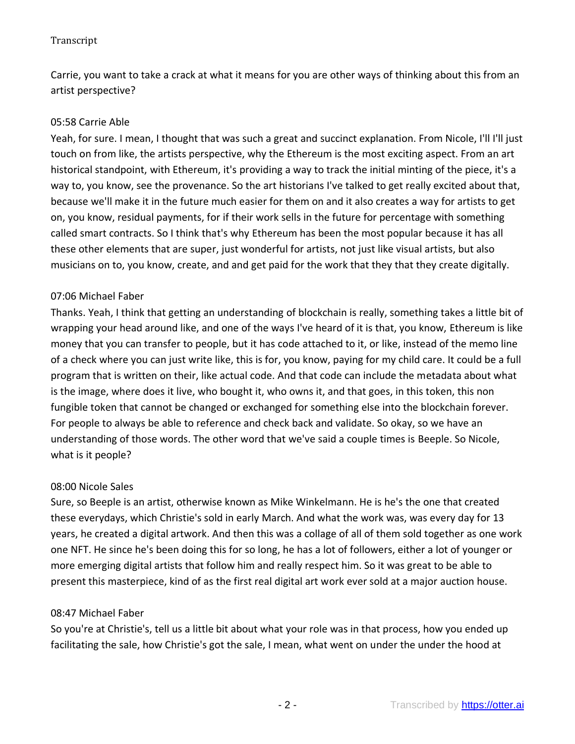Carrie, you want to take a crack at what it means for you are other ways of thinking about this from an artist perspective?

05:58 Carrie Able

Yeah, for sure. I mean, I thought that was such a great and succinct explanation. From Nicole, I'll I'll just touch on from like, the artists perspective, why the Ethereum is the most exciting aspect. From an art historical standpoint, with Ethereum, it's providing a way to track the initial minting of the piece, it's a way to, you know, see the provenance. So the art historians I've talked to get really excited about that, because we'll make it in the future much easier for them on and it also creates a way for artists to get on, you know, residual payments, for if their work sells in the future for percentage with something called smart contracts. So I think that's why Ethereum has been the most popular because it has all these other elements that are super, just wonderful for artists, not just like visual artists, but also musicians on to, you know, create, and and get paid for the work that they that they create digitally.

07:06 Michael Faber

Thanks. Yeah, I think that getting an understanding of blockchain is really, something takes a little bit of wrapping your head around like, and one of the ways I've heard of it is that, you know, Ethereum is like money that you can transfer to people, but it has code attached to it, or like, instead of the memo line of a check where you can just write like, this is for, you know, paying for my child care. It could be a full program that is written on their, like actual code. And that code can include the metadata about what is the image, where does it live, who bought it, who owns it, and that goes, in this token, this non fungible token that cannot be changed or exchanged for something else into the blockchain forever. For people to always be able to reference and check back and validate. So okay, so we have an understanding of those words. The other word that we've said a couple times is Beeple. So Nicole, what is it people?

08:00 Nicole Sales

Sure, so Beeple is an artist, otherwise known as Mike Winkelmann. He is he's the one that created these everydays, which Christie's sold in early March. And what the work was, was every day for 13 years, he created a digital artwork. And then this was a collage of all of them sold together as one work one NFT. He since he's been doing this for so long, he has a lot of followers, either a lot of younger or more emerging digital artists that follow him and really respect him. So it was great to be able to present this masterpiece, kind of as the first real digital art work ever sold at a major auction house.

08:47 Michael Faber

So you're at Christie's, tell us a little bit about what your role was in that process, how you ended up facilitating the sale, how Christie's got the sale, I mean, what went on under the under the hood at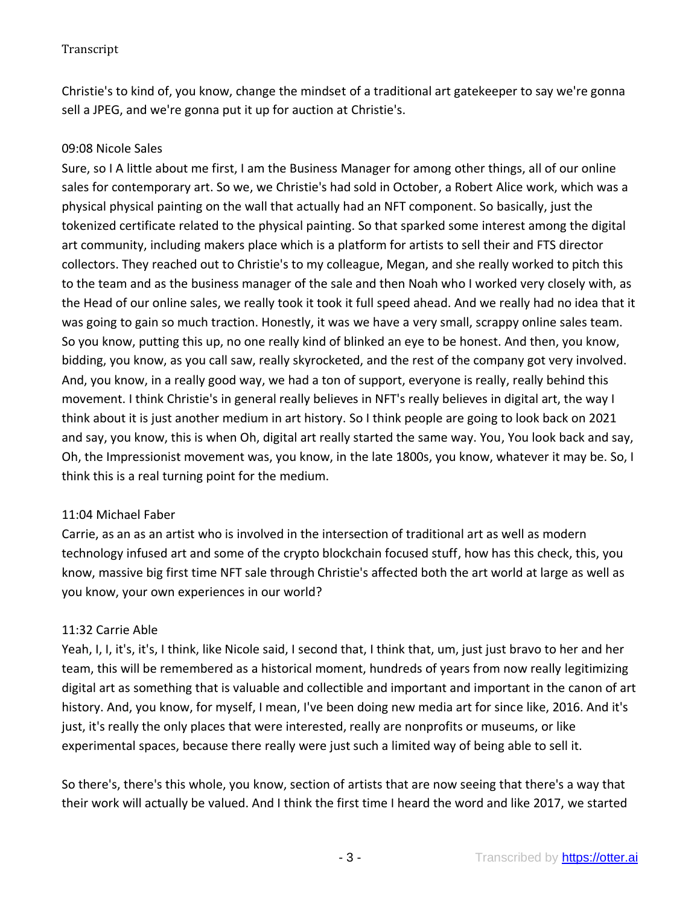Christie's to kind of, you know, change the mindset of a traditional art gatekeeper to say we're gonna sell a JPEG, and we're gonna put it up for auction at Christie's.

09:08 Nicole Sales

Sure, so I A little about me first, I am the Business Manager for among other things, all of our online sales for contemporary art. So we, we Christie's had sold in October, a Robert Alice work, which was a physical physical painting on the wall that actually had an NFT component. So basically, just the tokenized certificate related to the physical painting. So that sparked some interest among the digital art community, including makers place which is a platform for artists to sell their and FTS director collectors. They reached out to Christie's to my colleague, Megan, and she really worked to pitch this to the team and as the business manager of the sale and then Noah who I worked very closely with, as the Head of our online sales, we really took it took it full speed ahead. And we really had no idea that it was going to gain so much traction. Honestly, it was we have a very small, scrappy online sales team. So you know, putting this up, no one really kind of blinked an eye to be honest. And then, you know, bidding, you know, as you call saw, really skyrocketed, and the rest of the company got very involved. And, you know, in a really good way, we had a ton of support, everyone is really, really behind this movement. I think Christie's in general really believes in NFT's really believes in digital art, the way I think about it is just another medium in art history. So I think people are going to look back on 2021 and say, you know, this is when Oh, digital art really started the same way. You, You look back and say, Oh, the Impressionist movement was, you know, in the late 1800s, you know, whatever it may be. So, I think this is a real turning point for the medium.

11:04 Michael Faber

Carrie, as an as an artist who is involved in the intersection of traditional art as well as modern technology infused art and some of the crypto blockchain focused stuff, how has this check, this, you know, massive big first time NFT sale through Christie's affected both the art world at large as well as you know, your own experiences in our world?

11:32 Carrie Able

Yeah, I, I, it's, it's, I think, like Nicole said, I second that, I think that, um, just just bravo to her and her team, this will be remembered as a historical moment, hundreds of years from now really legitimizing digital art as something that is valuable and collectible and important and important in the canon of art history. And, you know, for myself, I mean, I've been doing new media art for since like, 2016. And it's just, it's really the only places that were interested, really are nonprofits or museums, or like experimental spaces, because there really were just such a limited way of being able to sell it.

So there's, there's this whole, you know, section of artists that are now seeing that there's a way that their work will actually be valued. And I think the first time I heard the word and like 2017, we started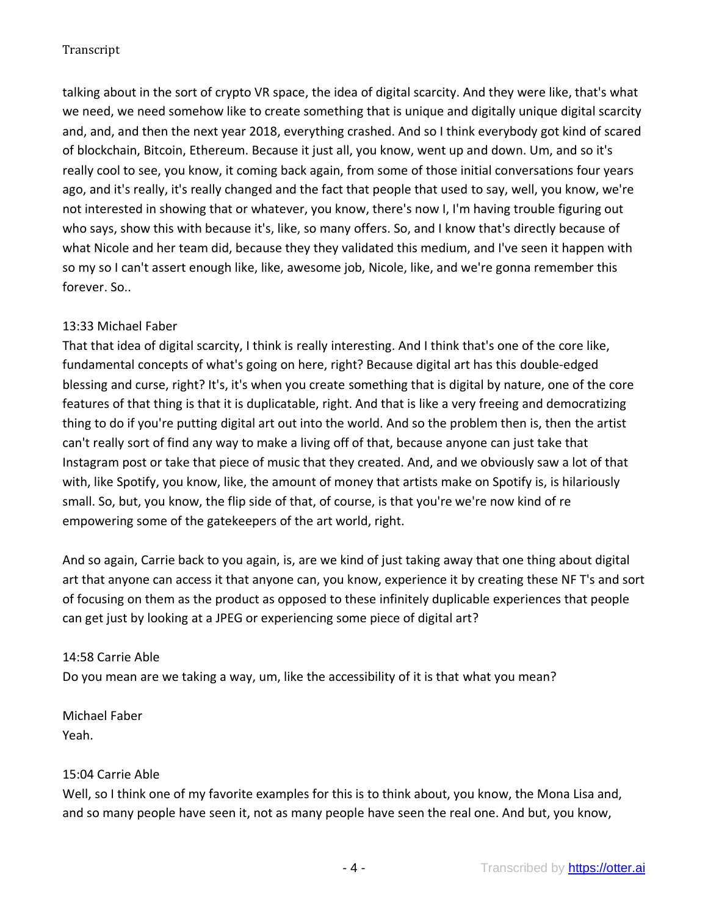talking about in the sort of crypto VR space, the idea of digital scarcity. And they were like, that's what we need, we need somehow like to create something that is unique and digitally unique digital scarcity and, and, and then the next year 2018, everything crashed. And so I think everybody got kind of scared of blockchain, Bitcoin, Ethereum. Because it just all, you know, went up and down. Um, and so it's really cool to see, you know, it coming back again, from some of those initial conversations four years ago, and it's really, it's really changed and the fact that people that used to say, well, you know, we're not interested in showing that or whatever, you know, there's now I, I'm having trouble figuring out who says, show this with because it's, like, so many offers. So, and I know that's directly because of what Nicole and her team did, because they they validated this medium, and I've seen it happen with so my so I can't assert enough like, like, awesome job, Nicole, like, and we're gonna remember this forever. So..

13:33 Michael Faber
That that idea of digital scarcity, I think is really interesting. And I think that's one of the core like, fundamental concepts of what's going on here, right? Because digital art has this double-edged blessing and curse, right? It's, it's when you create something that is digital by nature, one of the core features of that thing is that it is duplicatable, right. And that is like a very freeing and democratizing thing to do if you're putting digital art out into the world. And so the problem then is, then the artist can't really sort of find any way to make a living off of that, because anyone can just take that Instagram post or take that piece of music that they created. And, and we obviously saw a lot of that with, like Spotify, you know, like, the amount of money that artists make on Spotify is, is hilariously small. So, but, you know, the flip side of that, of course, is that you're we're now kind of re empowering some of the gatekeepers of the art world, right.

And so again, Carrie back to you again, is, are we kind of just taking away that one thing about digital art that anyone can access it that anyone can, you know, experience it by creating these NF T's and sort of focusing on them as the product as opposed to these infinitely duplicable experiences that people can get just by looking at a JPEG or experiencing some piece of digital art?

14:58 Carrie Able
Do you mean are we taking a way, um, like the accessibility of it is that what you mean?

Michael Faber
Yeah.

15:04 Carrie Able
Well, so I think one of my favorite examples for this is to think about, you know, the Mona Lisa and, and so many people have seen it, not as many people have seen the real one. And but, you know,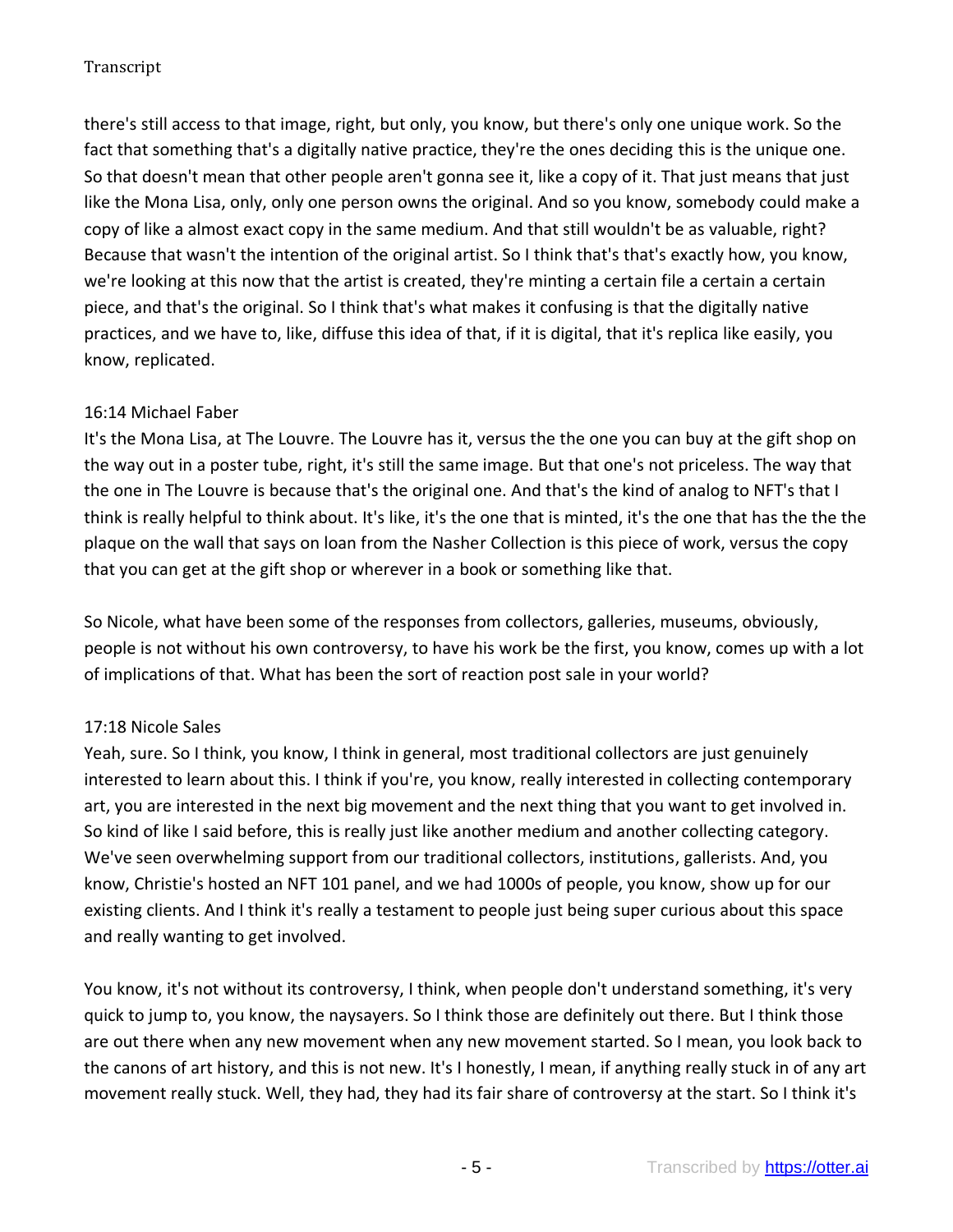there's still access to that image, right, but only, you know, but there's only one unique work. So the fact that something that's a digitally native practice, they're the ones deciding this is the unique one. So that doesn't mean that other people aren't gonna see it, like a copy of it. That just means that just like the Mona Lisa, only, only one person owns the original. And so you know, somebody could make a copy of like a almost exact copy in the same medium. And that still wouldn't be as valuable, right? Because that wasn't the intention of the original artist. So I think that's that's exactly how, you know, we're looking at this now that the artist is created, they're minting a certain file a certain a certain piece, and that's the original. So I think that's what makes it confusing is that the digitally native practices, and we have to, like, diffuse this idea of that, if it is digital, that it's replica like easily, you know, replicated.

16:14 Michael Faber

It's the Mona Lisa, at The Louvre. The Louvre has it, versus the the one you can buy at the gift shop on the way out in a poster tube, right, it's still the same image. But that one's not priceless. The way that the one in The Louvre is because that's the original one. And that's the kind of analog to NFT's that I think is really helpful to think about. It's like, it's the one that is minted, it's the one that has the the the plaque on the wall that says on loan from the Nasher Collection is this piece of work, versus the copy that you can get at the gift shop or wherever in a book or something like that.

So Nicole, what have been some of the responses from collectors, galleries, museums, obviously, people is not without his own controversy, to have his work be the first, you know, comes up with a lot of implications of that. What has been the sort of reaction post sale in your world?

17:18 Nicole Sales

Yeah, sure. So I think, you know, I think in general, most traditional collectors are just genuinely interested to learn about this. I think if you're, you know, really interested in collecting contemporary art, you are interested in the next big movement and the next thing that you want to get involved in. So kind of like I said before, this is really just like another medium and another collecting category. We've seen overwhelming support from our traditional collectors, institutions, gallerists. And, you know, Christie's hosted an NFT 101 panel, and we had 1000s of people, you know, show up for our existing clients. And I think it's really a testament to people just being super curious about this space and really wanting to get involved.

You know, it's not without its controversy, I think, when people don't understand something, it's very quick to jump to, you know, the naysayers. So I think those are definitely out there. But I think those are out there when any new movement when any new movement started. So I mean, you look back to the canons of art history, and this is not new. It's I honestly, I mean, if anything really stuck in of any art movement really stuck. Well, they had, they had its fair share of controversy at the start. So I think it's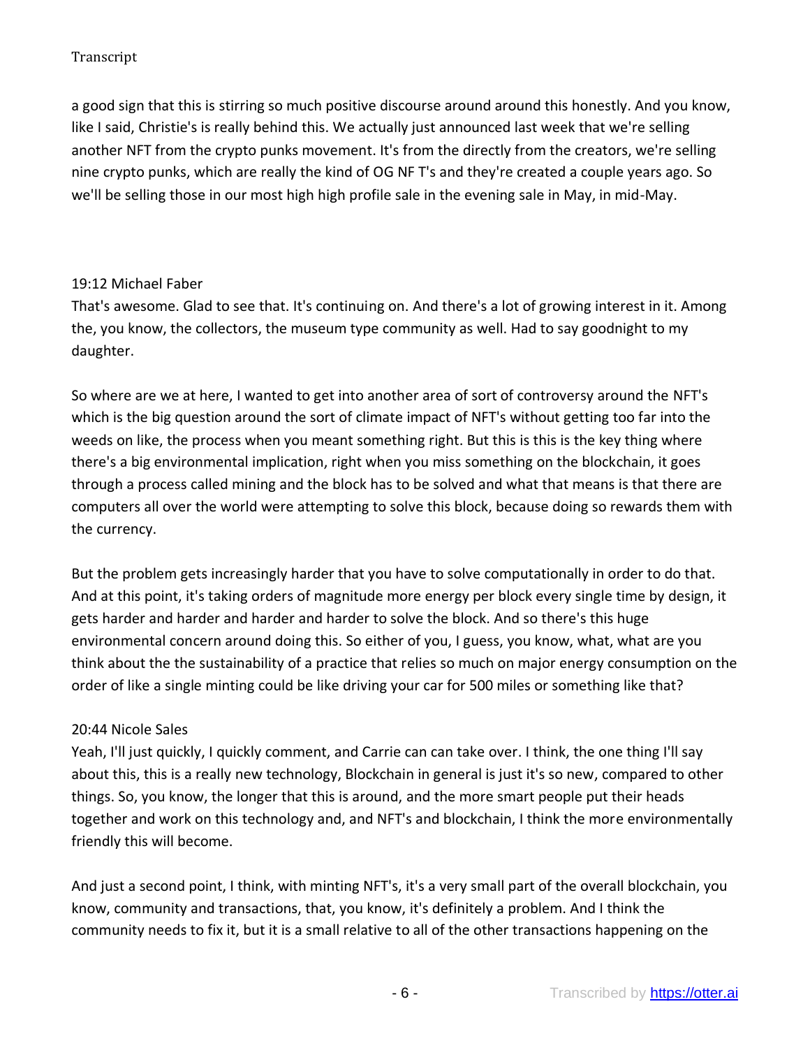a good sign that this is stirring so much positive discourse around around this honestly. And you know, like I said, Christie's is really behind this. We actually just announced last week that we're selling another NFT from the crypto punks movement. It's from the directly from the creators, we're selling nine crypto punks, which are really the kind of OG NF T's and they're created a couple years ago. So we'll be selling those in our most high high profile sale in the evening sale in May, in mid-May.

19:12 Michael Faber
That's awesome. Glad to see that. It's continuing on. And there's a lot of growing interest in it. Among the, you know, the collectors, the museum type community as well. Had to say goodnight to my daughter.

So where are we at here, I wanted to get into another area of sort of controversy around the NFT's which is the big question around the sort of climate impact of NFT's without getting too far into the weeds on like, the process when you meant something right. But this is this is the key thing where there's a big environmental implication, right when you miss something on the blockchain, it goes through a process called mining and the block has to be solved and what that means is that there are computers all over the world were attempting to solve this block, because doing so rewards them with the currency.

But the problem gets increasingly harder that you have to solve computationally in order to do that. And at this point, it's taking orders of magnitude more energy per block every single time by design, it gets harder and harder and harder and harder to solve the block. And so there's this huge environmental concern around doing this. So either of you, I guess, you know, what, what are you think about the the sustainability of a practice that relies so much on major energy consumption on the order of like a single minting could be like driving your car for 500 miles or something like that?

20:44 Nicole Sales
Yeah, I'll just quickly, I quickly comment, and Carrie can can take over. I think, the one thing I'll say about this, this is a really new technology, Blockchain in general is just it's so new, compared to other things. So, you know, the longer that this is around, and the more smart people put their heads together and work on this technology and, and NFT's and blockchain, I think the more environmentally friendly this will become.

And just a second point, I think, with minting NFT's, it's a very small part of the overall blockchain, you know, community and transactions, that, you know, it's definitely a problem. And I think the community needs to fix it, but it is a small relative to all of the other transactions happening on the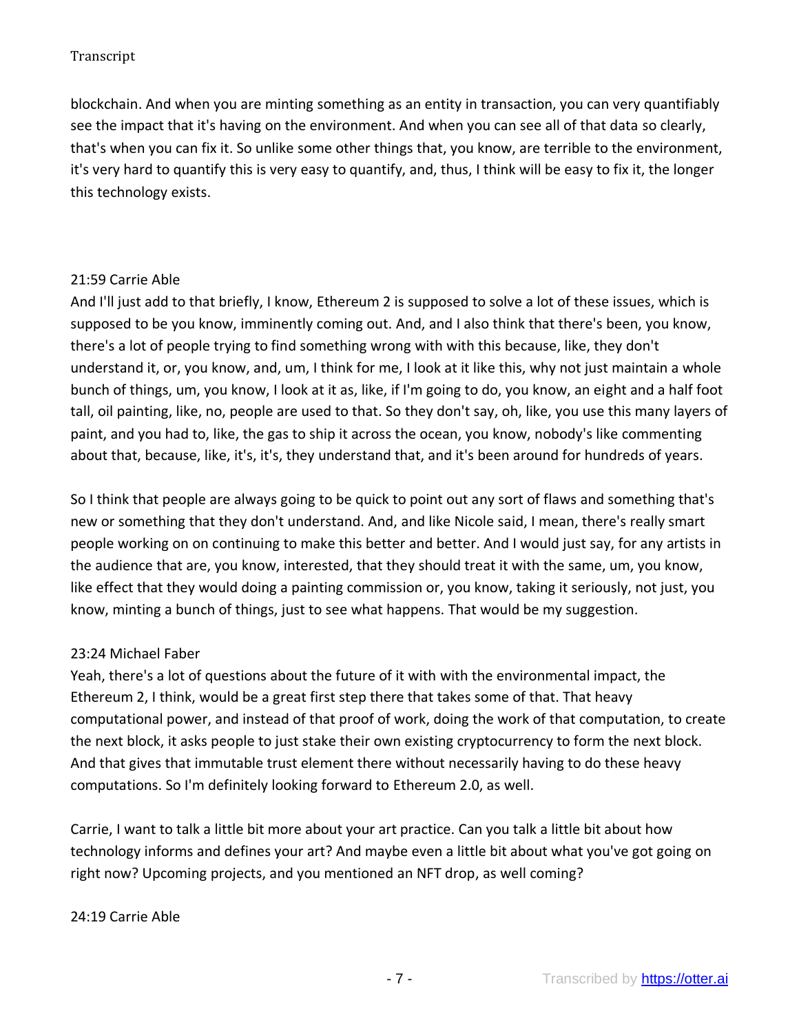blockchain. And when you are minting something as an entity in transaction, you can very quantifiably see the impact that it's having on the environment. And when you can see all of that data so clearly, that's when you can fix it. So unlike some other things that, you know, are terrible to the environment, it's very hard to quantify this is very easy to quantify, and, thus, I think will be easy to fix it, the longer this technology exists.

21:59 Carrie Able
And I'll just add to that briefly, I know, Ethereum 2 is supposed to solve a lot of these issues, which is supposed to be you know, imminently coming out. And, and I also think that there's been, you know, there's a lot of people trying to find something wrong with with this because, like, they don't understand it, or, you know, and, um, I think for me, I look at it like this, why not just maintain a whole bunch of things, um, you know, I look at it as, like, if I'm going to do, you know, an eight and a half foot tall, oil painting, like, no, people are used to that. So they don't say, oh, like, you use this many layers of paint, and you had to, like, the gas to ship it across the ocean, you know, nobody's like commenting about that, because, like, it's, it's, they understand that, and it's been around for hundreds of years.

So I think that people are always going to be quick to point out any sort of flaws and something that's new or something that they don't understand. And, and like Nicole said, I mean, there's really smart people working on on continuing to make this better and better. And I would just say, for any artists in the audience that are, you know, interested, that they should treat it with the same, um, you know, like effect that they would doing a painting commission or, you know, taking it seriously, not just, you know, minting a bunch of things, just to see what happens. That would be my suggestion.

23:24 Michael Faber
Yeah, there's a lot of questions about the future of it with with the environmental impact, the Ethereum 2, I think, would be a great first step there that takes some of that. That heavy computational power, and instead of that proof of work, doing the work of that computation, to create the next block, it asks people to just stake their own existing cryptocurrency to form the next block. And that gives that immutable trust element there without necessarily having to do these heavy computations. So I'm definitely looking forward to Ethereum 2.0, as well.

Carrie, I want to talk a little bit more about your art practice. Can you talk a little bit about how technology informs and defines your art? And maybe even a little bit about what you've got going on right now? Upcoming projects, and you mentioned an NFT drop, as well coming?

24:19 Carrie Able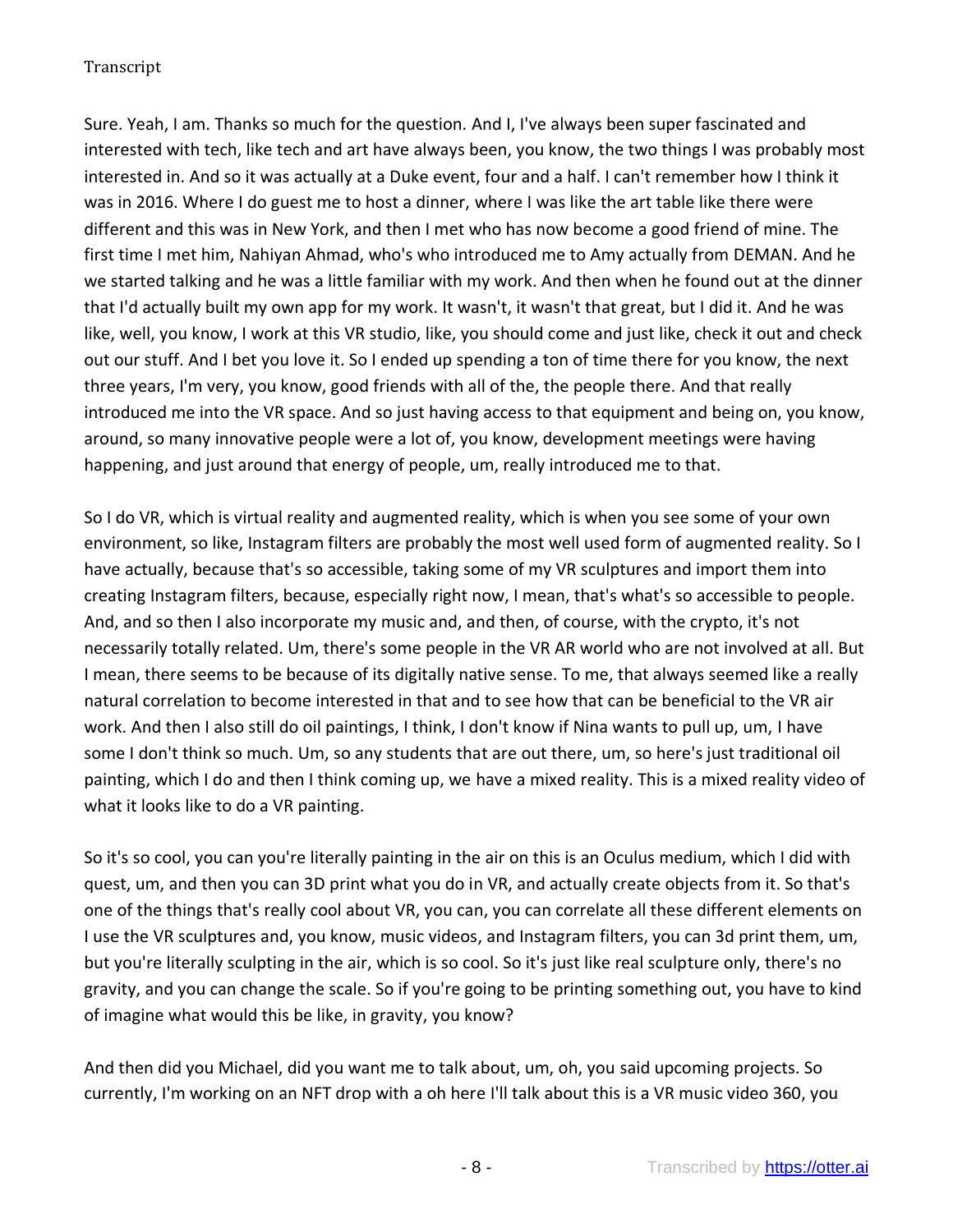Sure. Yeah, I am. Thanks so much for the question. And I, I've always been super fascinated and interested with tech, like tech and art have always been, you know, the two things I was probably most interested in. And so it was actually at a Duke event, four and a half. I can't remember how I think it was in 2016. Where I do guest me to host a dinner, where I was like the art table like there were different and this was in New York, and then I met who has now become a good friend of mine. The first time I met him, Nahiyan Ahmad, who's who introduced me to Amy actually from DEMAN. And he we started talking and he was a little familiar with my work. And then when he found out at the dinner that I'd actually built my own app for my work. It wasn't, it wasn't that great, but I did it. And he was like, well, you know, I work at this VR studio, like, you should come and just like, check it out and check out our stuff. And I bet you love it. So I ended up spending a ton of time there for you know, the next three years, I'm very, you know, good friends with all of the, the people there. And that really introduced me into the VR space. And so just having access to that equipment and being on, you know, around, so many innovative people were a lot of, you know, development meetings were having happening, and just around that energy of people, um, really introduced me to that.

So I do VR, which is virtual reality and augmented reality, which is when you see some of your own environment, so like, Instagram filters are probably the most well used form of augmented reality. So I have actually, because that's so accessible, taking some of my VR sculptures and import them into creating Instagram filters, because, especially right now, I mean, that's what's so accessible to people. And, and so then I also incorporate my music and, and then, of course, with the crypto, it's not necessarily totally related. Um, there's some people in the VR AR world who are not involved at all. But I mean, there seems to be because of its digitally native sense. To me, that always seemed like a really natural correlation to become interested in that and to see how that can be beneficial to the VR air work. And then I also still do oil paintings, I think, I don't know if Nina wants to pull up, um, I have some I don't think so much. Um, so any students that are out there, um, so here's just traditional oil painting, which I do and then I think coming up, we have a mixed reality. This is a mixed reality video of what it looks like to do a VR painting.

So it's so cool, you can you're literally painting in the air on this is an Oculus medium, which I did with quest, um, and then you can 3D print what you do in VR, and actually create objects from it. So that's one of the things that's really cool about VR, you can, you can correlate all these different elements on I use the VR sculptures and, you know, music videos, and Instagram filters, you can 3d print them, um, but you're literally sculpting in the air, which is so cool. So it's just like real sculpture only, there's no gravity, and you can change the scale. So if you're going to be printing something out, you have to kind of imagine what would this be like, in gravity, you know?

And then did you Michael, did you want me to talk about, um, oh, you said upcoming projects. So currently, I'm working on an NFT drop with a oh here I'll talk about this is a VR music video 360, you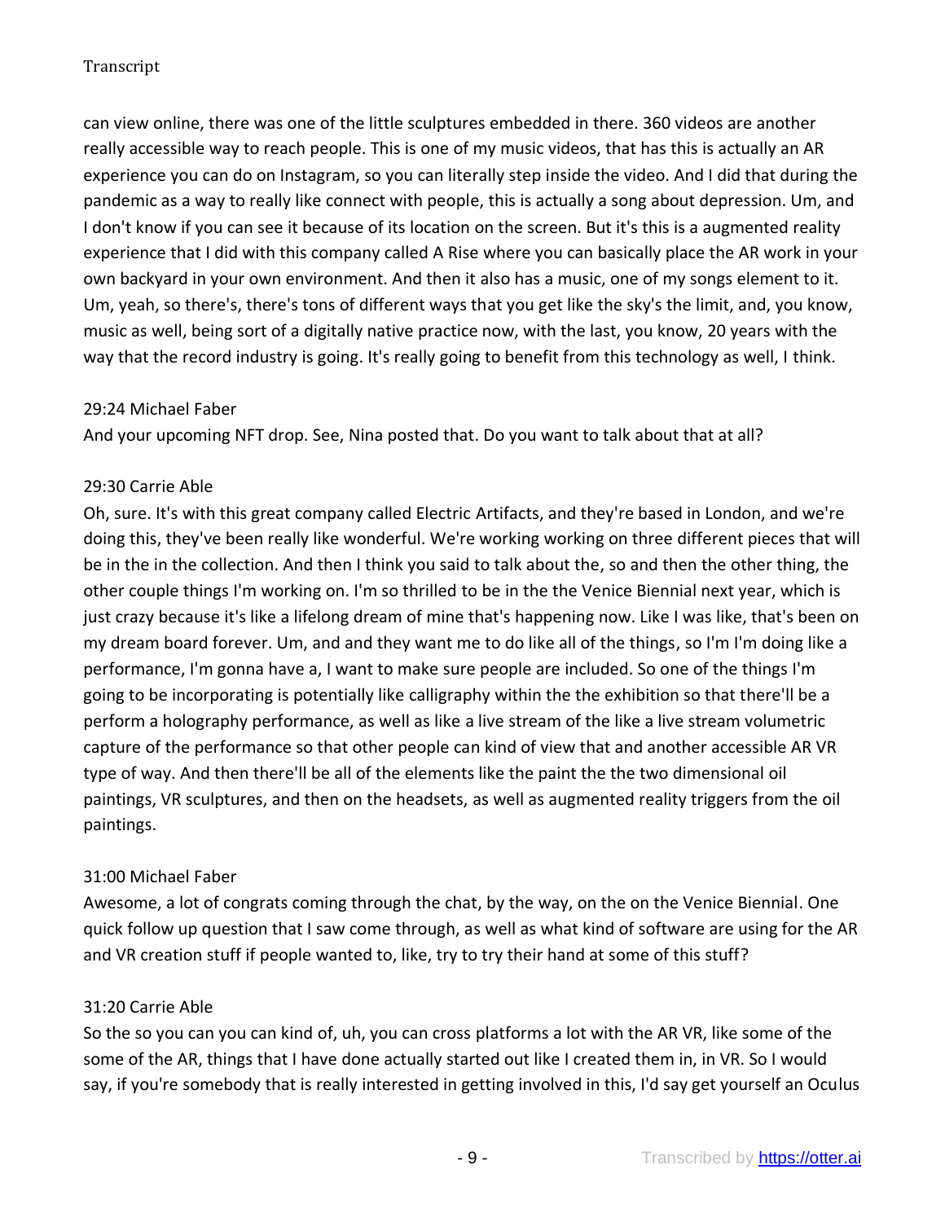can view online, there was one of the little sculptures embedded in there. 360 videos are another really accessible way to reach people. This is one of my music videos, that has this is actually an AR experience you can do on Instagram, so you can literally step inside the video. And I did that during the pandemic as a way to really like connect with people, this is actually a song about depression. Um, and I don't know if you can see it because of its location on the screen. But it's this is a augmented reality experience that I did with this company called A Rise where you can basically place the AR work in your own backyard in your own environment. And then it also has a music, one of my songs element to it. Um, yeah, so there's, there's tons of different ways that you get like the sky's the limit, and, you know, music as well, being sort of a digitally native practice now, with the last, you know, 20 years with the way that the record industry is going. It's really going to benefit from this technology as well, I think.

29:24 Michael Faber

And your upcoming NFT drop. See, Nina posted that. Do you want to talk about that at all?

29:30 Carrie Able

Oh, sure. It's with this great company called Electric Artifacts, and they're based in London, and we're doing this, they've been really like wonderful. We're working working on three different pieces that will be in the in the collection. And then I think you said to talk about the, so and then the other thing, the other couple things I'm working on. I'm so thrilled to be in the the Venice Biennial next year, which is just crazy because it's like a lifelong dream of mine that's happening now. Like I was like, that's been on my dream board forever. Um, and and they want me to do like all of the things, so I'm I'm doing like a performance, I'm gonna have a, I want to make sure people are included. So one of the things I'm going to be incorporating is potentially like calligraphy within the the exhibition so that there'll be a perform a holography performance, as well as like a live stream of the like a live stream volumetric capture of the performance so that other people can kind of view that and another accessible AR VR type of way. And then there'll be all of the elements like the paint the the two dimensional oil paintings, VR sculptures, and then on the headsets, as well as augmented reality triggers from the oil paintings.

31:00 Michael Faber

Awesome, a lot of congrats coming through the chat, by the way, on the on the Venice Biennial. One quick follow up question that I saw come through, as well as what kind of software are using for the AR and VR creation stuff if people wanted to, like, try to try their hand at some of this stuff?

31:20 Carrie Able

So the so you can you can kind of, uh, you can cross platforms a lot with the AR VR, like some of the some of the AR, things that I have done actually started out like I created them in, in VR. So I would say, if you're somebody that is really interested in getting involved in this, I'd say get yourself an Oculus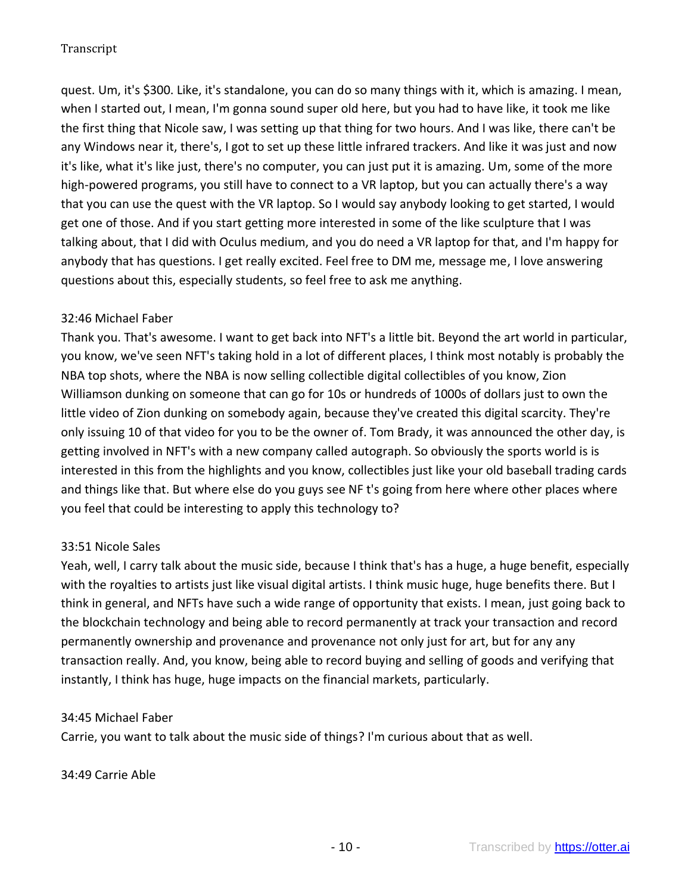quest. Um, it's $300. Like, it's standalone, you can do so many things with it, which is amazing. I mean, when I started out, I mean, I'm gonna sound super old here, but you had to have like, it took me like the first thing that Nicole saw, I was setting up that thing for two hours. And I was like, there can't be any Windows near it, there's, I got to set up these little infrared trackers. And like it was just and now it's like, what it's like just, there's no computer, you can just put it is amazing. Um, some of the more high-powered programs, you still have to connect to a VR laptop, but you can actually there's a way that you can use the quest with the VR laptop. So I would say anybody looking to get started, I would get one of those. And if you start getting more interested in some of the like sculpture that I was talking about, that I did with Oculus medium, and you do need a VR laptop for that, and I'm happy for anybody that has questions. I get really excited. Feel free to DM me, message me, I love answering questions about this, especially students, so feel free to ask me anything.

32:46 Michael Faber
Thank you. That's awesome. I want to get back into NFT's a little bit. Beyond the art world in particular, you know, we've seen NFT's taking hold in a lot of different places, I think most notably is probably the NBA top shots, where the NBA is now selling collectible digital collectibles of you know, Zion Williamson dunking on someone that can go for 10s or hundreds of 1000s of dollars just to own the little video of Zion dunking on somebody again, because they've created this digital scarcity. They're only issuing 10 of that video for you to be the owner of. Tom Brady, it was announced the other day, is getting involved in NFT's with a new company called autograph. So obviously the sports world is is interested in this from the highlights and you know, collectibles just like your old baseball trading cards and things like that. But where else do you guys see NF t's going from here where other places where you feel that could be interesting to apply this technology to?

33:51 Nicole Sales
Yeah, well, I carry talk about the music side, because I think that's has a huge, a huge benefit, especially with the royalties to artists just like visual digital artists. I think music huge, huge benefits there. But I think in general, and NFTs have such a wide range of opportunity that exists. I mean, just going back to the blockchain technology and being able to record permanently at track your transaction and record permanently ownership and provenance and provenance not only just for art, but for any any transaction really. And, you know, being able to record buying and selling of goods and verifying that instantly, I think has huge, huge impacts on the financial markets, particularly.

34:45 Michael Faber
Carrie, you want to talk about the music side of things? I'm curious about that as well.

34:49 Carrie Able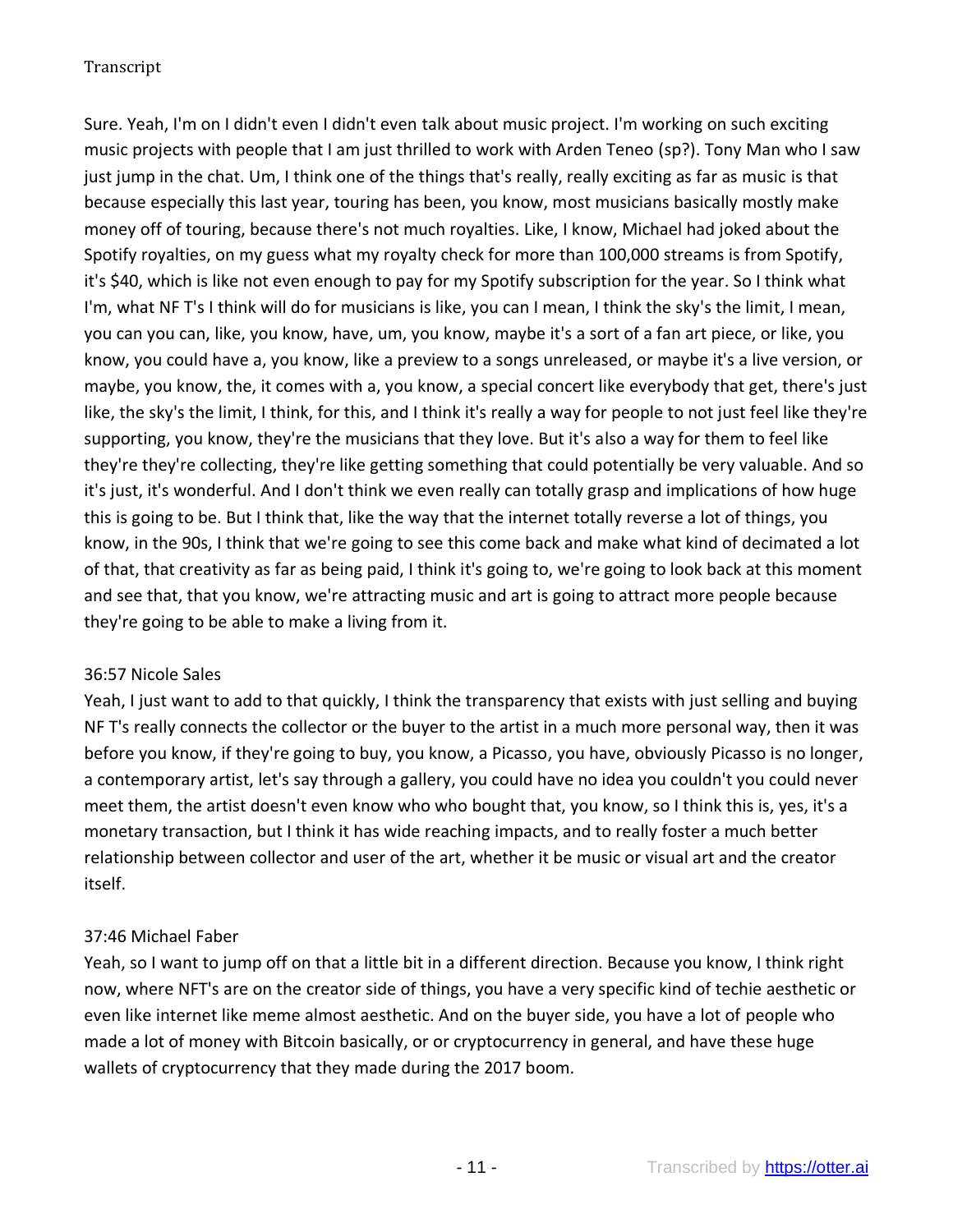Sure. Yeah, I'm on I didn't even I didn't even talk about music project. I'm working on such exciting music projects with people that I am just thrilled to work with Arden Teneo (sp?). Tony Man who I saw just jump in the chat. Um, I think one of the things that's really, really exciting as far as music is that because especially this last year, touring has been, you know, most musicians basically mostly make money off of touring, because there's not much royalties. Like, I know, Michael had joked about the Spotify royalties, on my guess what my royalty check for more than 100,000 streams is from Spotify, it's $40, which is like not even enough to pay for my Spotify subscription for the year. So I think what I'm, what NF T's I think will do for musicians is like, you can I mean, I think the sky's the limit, I mean, you can you can, like, you know, have, um, you know, maybe it's a sort of a fan art piece, or like, you know, you could have a, you know, like a preview to a songs unreleased, or maybe it's a live version, or maybe, you know, the, it comes with a, you know, a special concert like everybody that get, there's just like, the sky's the limit, I think, for this, and I think it's really a way for people to not just feel like they're supporting, you know, they're the musicians that they love. But it's also a way for them to feel like they're they're collecting, they're like getting something that could potentially be very valuable. And so it's just, it's wonderful. And I don't think we even really can totally grasp and implications of how huge this is going to be. But I think that, like the way that the internet totally reverse a lot of things, you know, in the 90s, I think that we're going to see this come back and make what kind of decimated a lot of that, that creativity as far as being paid, I think it's going to, we're going to look back at this moment and see that, that you know, we're attracting music and art is going to attract more people because they're going to be able to make a living from it.

36:57 Nicole Sales

Yeah, I just want to add to that quickly, I think the transparency that exists with just selling and buying NF T's really connects the collector or the buyer to the artist in a much more personal way, then it was before you know, if they're going to buy, you know, a Picasso, you have, obviously Picasso is no longer, a contemporary artist, let's say through a gallery, you could have no idea you couldn't you could never meet them, the artist doesn't even know who who bought that, you know, so I think this is, yes, it's a monetary transaction, but I think it has wide reaching impacts, and to really foster a much better relationship between collector and user of the art, whether it be music or visual art and the creator itself.

37:46 Michael Faber

Yeah, so I want to jump off on that a little bit in a different direction. Because you know, I think right now, where NFT's are on the creator side of things, you have a very specific kind of techie aesthetic or even like internet like meme almost aesthetic. And on the buyer side, you have a lot of people who made a lot of money with Bitcoin basically, or or cryptocurrency in general, and have these huge wallets of cryptocurrency that they made during the 2017 boom.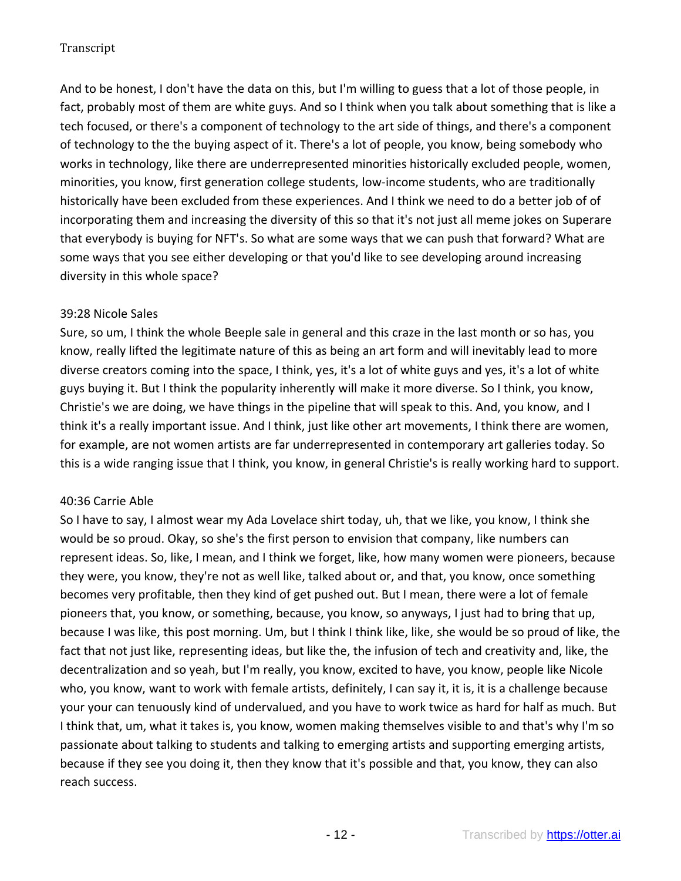And to be honest, I don't have the data on this, but I'm willing to guess that a lot of those people, in fact, probably most of them are white guys. And so I think when you talk about something that is like a tech focused, or there's a component of technology to the art side of things, and there's a component of technology to the the buying aspect of it. There's a lot of people, you know, being somebody who works in technology, like there are underrepresented minorities historically excluded people, women, minorities, you know, first generation college students, low-income students, who are traditionally historically have been excluded from these experiences. And I think we need to do a better job of of incorporating them and increasing the diversity of this so that it's not just all meme jokes on Superare that everybody is buying for NFT's. So what are some ways that we can push that forward? What are some ways that you see either developing or that you'd like to see developing around increasing diversity in this whole space?

39:28 Nicole Sales

Sure, so um, I think the whole Beeple sale in general and this craze in the last month or so has, you know, really lifted the legitimate nature of this as being an art form and will inevitably lead to more diverse creators coming into the space, I think, yes, it's a lot of white guys and yes, it's a lot of white guys buying it. But I think the popularity inherently will make it more diverse. So I think, you know, Christie's we are doing, we have things in the pipeline that will speak to this. And, you know, and I think it's a really important issue. And I think, just like other art movements, I think there are women, for example, are not women artists are far underrepresented in contemporary art galleries today. So this is a wide ranging issue that I think, you know, in general Christie's is really working hard to support.

40:36 Carrie Able

So I have to say, I almost wear my Ada Lovelace shirt today, uh, that we like, you know, I think she would be so proud. Okay, so she's the first person to envision that company, like numbers can represent ideas. So, like, I mean, and I think we forget, like, how many women were pioneers, because they were, you know, they're not as well like, talked about or, and that, you know, once something becomes very profitable, then they kind of get pushed out. But I mean, there were a lot of female pioneers that, you know, or something, because, you know, so anyways, I just had to bring that up, because I was like, this post morning. Um, but I think I think like, like, she would be so proud of like, the fact that not just like, representing ideas, but like the, the infusion of tech and creativity and, like, the decentralization and so yeah, but I'm really, you know, excited to have, you know, people like Nicole who, you know, want to work with female artists, definitely, I can say it, it is, it is a challenge because your your can tenuously kind of undervalued, and you have to work twice as hard for half as much. But I think that, um, what it takes is, you know, women making themselves visible to and that's why I'm so passionate about talking to students and talking to emerging artists and supporting emerging artists, because if they see you doing it, then they know that it's possible and that, you know, they can also reach success.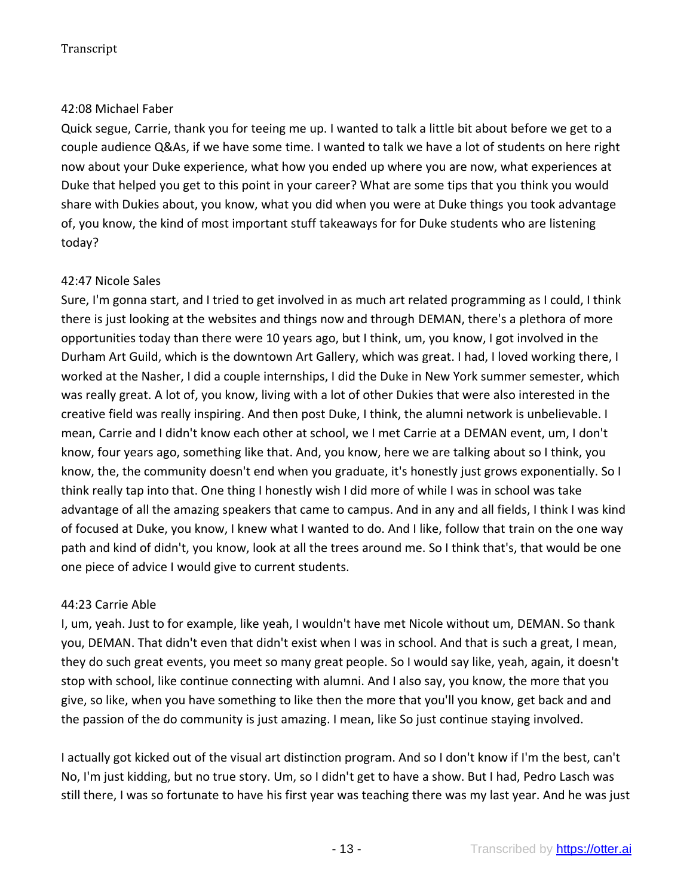42:08 Michael Faber

Quick segue, Carrie, thank you for teeing me up. I wanted to talk a little bit about before we get to a couple audience Q&As, if we have some time. I wanted to talk we have a lot of students on here right now about your Duke experience, what how you ended up where you are now, what experiences at Duke that helped you get to this point in your career? What are some tips that you think you would share with Dukies about, you know, what you did when you were at Duke things you took advantage of, you know, the kind of most important stuff takeaways for for Duke students who are listening today?

42:47 Nicole Sales

Sure, I'm gonna start, and I tried to get involved in as much art related programming as I could, I think there is just looking at the websites and things now and through DEMAN, there's a plethora of more opportunities today than there were 10 years ago, but I think, um, you know, I got involved in the Durham Art Guild, which is the downtown Art Gallery, which was great. I had, I loved working there, I worked at the Nasher, I did a couple internships, I did the Duke in New York summer semester, which was really great. A lot of, you know, living with a lot of other Dukies that were also interested in the creative field was really inspiring. And then post Duke, I think, the alumni network is unbelievable. I mean, Carrie and I didn't know each other at school, we I met Carrie at a DEMAN event, um, I don't know, four years ago, something like that. And, you know, here we are talking about so I think, you know, the, the community doesn't end when you graduate, it's honestly just grows exponentially. So I think really tap into that. One thing I honestly wish I did more of while I was in school was take advantage of all the amazing speakers that came to campus. And in any and all fields, I think I was kind of focused at Duke, you know, I knew what I wanted to do. And I like, follow that train on the one way path and kind of didn't, you know, look at all the trees around me. So I think that's, that would be one one piece of advice I would give to current students.

44:23 Carrie Able

I, um, yeah. Just to for example, like yeah, I wouldn't have met Nicole without um, DEMAN. So thank you, DEMAN. That didn't even that didn't exist when I was in school. And that is such a great, I mean, they do such great events, you meet so many great people. So I would say like, yeah, again, it doesn't stop with school, like continue connecting with alumni. And I also say, you know, the more that you give, so like, when you have something to like then the more that you'll you know, get back and and the passion of the do community is just amazing. I mean, like So just continue staying involved.

I actually got kicked out of the visual art distinction program. And so I don't know if I'm the best, can't No, I'm just kidding, but no true story. Um, so I didn't get to have a show. But I had, Pedro Lasch was still there, I was so fortunate to have his first year was teaching there was my last year. And he was just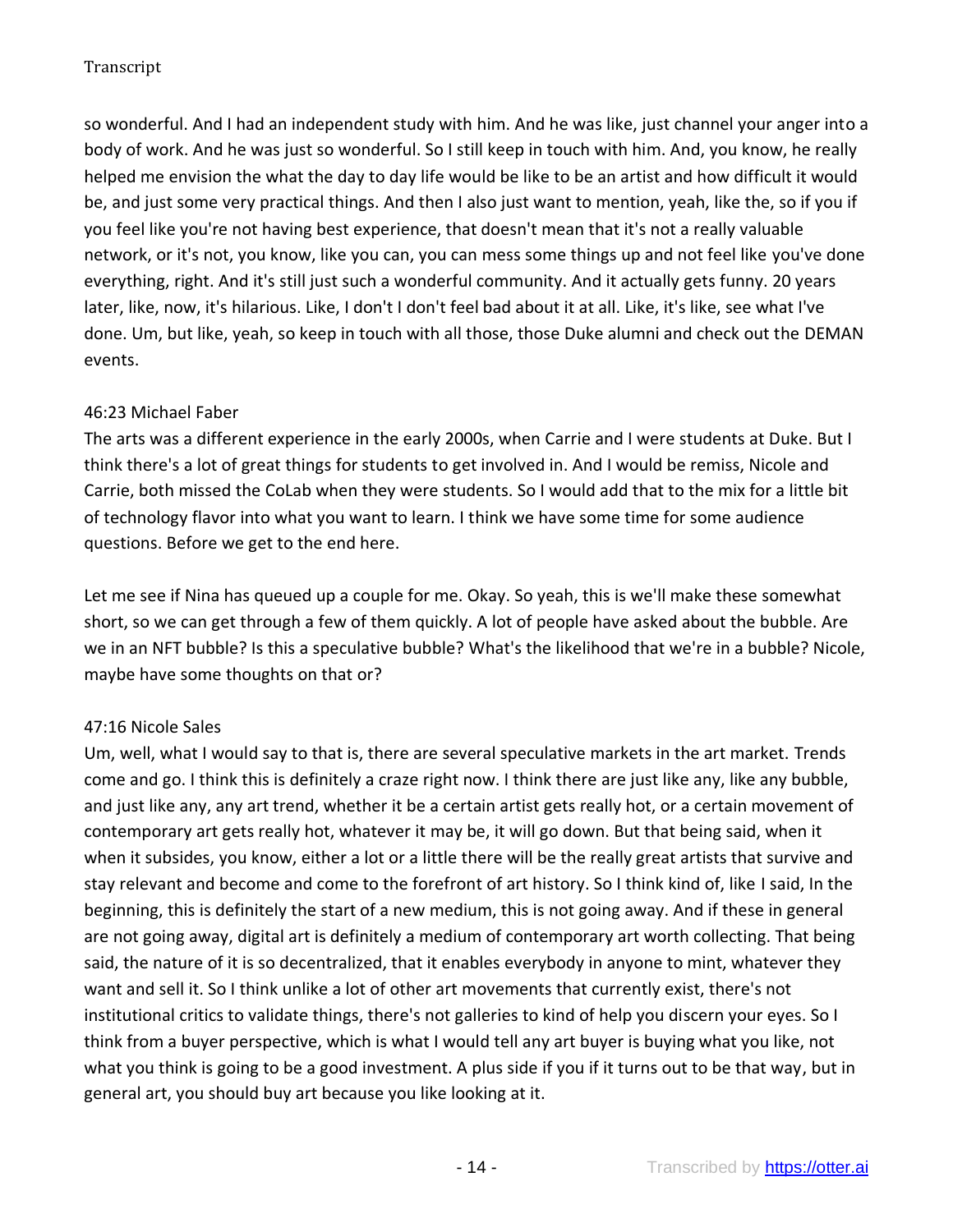so wonderful. And I had an independent study with him. And he was like, just channel your anger into a body of work. And he was just so wonderful. So I still keep in touch with him. And, you know, he really helped me envision the what the day to day life would be like to be an artist and how difficult it would be, and just some very practical things. And then I also just want to mention, yeah, like the, so if you if you feel like you're not having best experience, that doesn't mean that it's not a really valuable network, or it's not, you know, like you can, you can mess some things up and not feel like you've done everything, right. And it's still just such a wonderful community. And it actually gets funny. 20 years later, like, now, it's hilarious. Like, I don't I don't feel bad about it at all. Like, it's like, see what I've done. Um, but like, yeah, so keep in touch with all those, those Duke alumni and check out the DEMAN events.

46:23 Michael Faber

The arts was a different experience in the early 2000s, when Carrie and I were students at Duke. But I think there's a lot of great things for students to get involved in. And I would be remiss, Nicole and Carrie, both missed the CoLab when they were students. So I would add that to the mix for a little bit of technology flavor into what you want to learn. I think we have some time for some audience questions. Before we get to the end here.

Let me see if Nina has queued up a couple for me. Okay. So yeah, this is we'll make these somewhat short, so we can get through a few of them quickly. A lot of people have asked about the bubble. Are we in an NFT bubble? Is this a speculative bubble? What's the likelihood that we're in a bubble? Nicole, maybe have some thoughts on that or?

47:16 Nicole Sales

Um, well, what I would say to that is, there are several speculative markets in the art market. Trends come and go. I think this is definitely a craze right now. I think there are just like any, like any bubble, and just like any, any art trend, whether it be a certain artist gets really hot, or a certain movement of contemporary art gets really hot, whatever it may be, it will go down. But that being said, when it when it subsides, you know, either a lot or a little there will be the really great artists that survive and stay relevant and become and come to the forefront of art history. So I think kind of, like I said, In the beginning, this is definitely the start of a new medium, this is not going away. And if these in general are not going away, digital art is definitely a medium of contemporary art worth collecting. That being said, the nature of it is so decentralized, that it enables everybody in anyone to mint, whatever they want and sell it. So I think unlike a lot of other art movements that currently exist, there's not institutional critics to validate things, there's not galleries to kind of help you discern your eyes. So I think from a buyer perspective, which is what I would tell any art buyer is buying what you like, not what you think is going to be a good investment. A plus side if you if it turns out to be that way, but in general art, you should buy art because you like looking at it.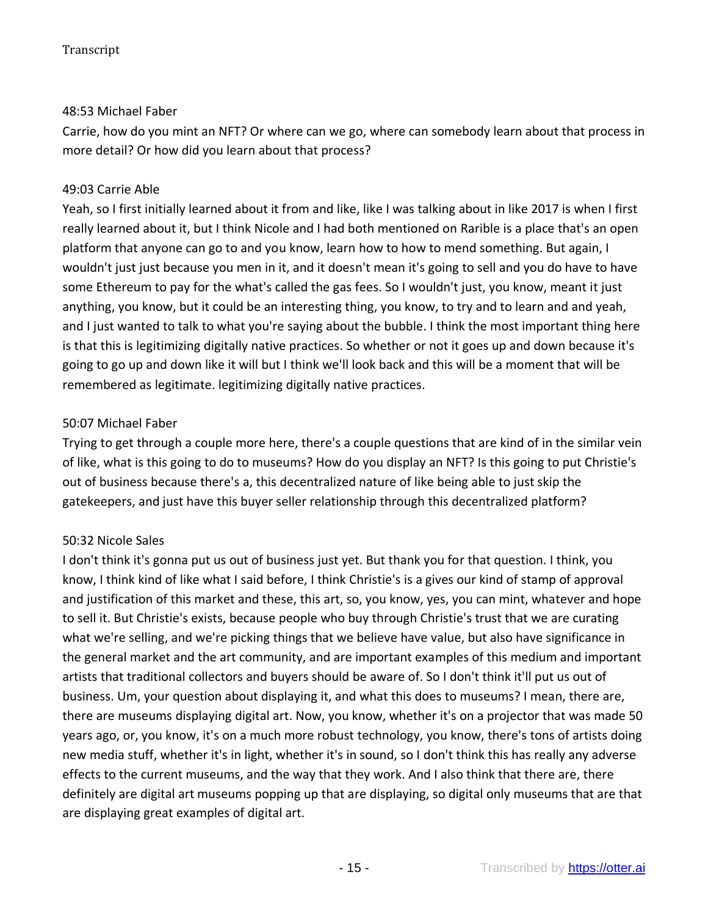48:53 Michael Faber

Carrie, how do you mint an NFT? Or where can we go, where can somebody learn about that process in more detail? Or how did you learn about that process?

49:03 Carrie Able

Yeah, so I first initially learned about it from and like, like I was talking about in like 2017 is when I first really learned about it, but I think Nicole and I had both mentioned on Rarible is a place that's an open platform that anyone can go to and you know, learn how to how to mend something. But again, I wouldn't just just because you men in it, and it doesn't mean it's going to sell and you do have to have some Ethereum to pay for the what's called the gas fees. So I wouldn't just, you know, meant it just anything, you know, but it could be an interesting thing, you know, to try and to learn and and yeah, and I just wanted to talk to what you're saying about the bubble. I think the most important thing here is that this is legitimizing digitally native practices. So whether or not it goes up and down because it's going to go up and down like it will but I think we'll look back and this will be a moment that will be remembered as legitimate. legitimizing digitally native practices.

50:07 Michael Faber

Trying to get through a couple more here, there's a couple questions that are kind of in the similar vein of like, what is this going to do to museums? How do you display an NFT? Is this going to put Christie's out of business because there's a, this decentralized nature of like being able to just skip the gatekeepers, and just have this buyer seller relationship through this decentralized platform?

50:32 Nicole Sales

I don't think it's gonna put us out of business just yet. But thank you for that question. I think, you know, I think kind of like what I said before, I think Christie's is a gives our kind of stamp of approval and justification of this market and these, this art, so, you know, yes, you can mint, whatever and hope to sell it. But Christie's exists, because people who buy through Christie's trust that we are curating what we're selling, and we're picking things that we believe have value, but also have significance in the general market and the art community, and are important examples of this medium and important artists that traditional collectors and buyers should be aware of. So I don't think it'll put us out of business. Um, your question about displaying it, and what this does to museums? I mean, there are, there are museums displaying digital art. Now, you know, whether it's on a projector that was made 50 years ago, or, you know, it's on a much more robust technology, you know, there's tons of artists doing new media stuff, whether it's in light, whether it's in sound, so I don't think this has really any adverse effects to the current museums, and the way that they work. And I also think that there are, there definitely are digital art museums popping up that are displaying, so digital only museums that are that are displaying great examples of digital art.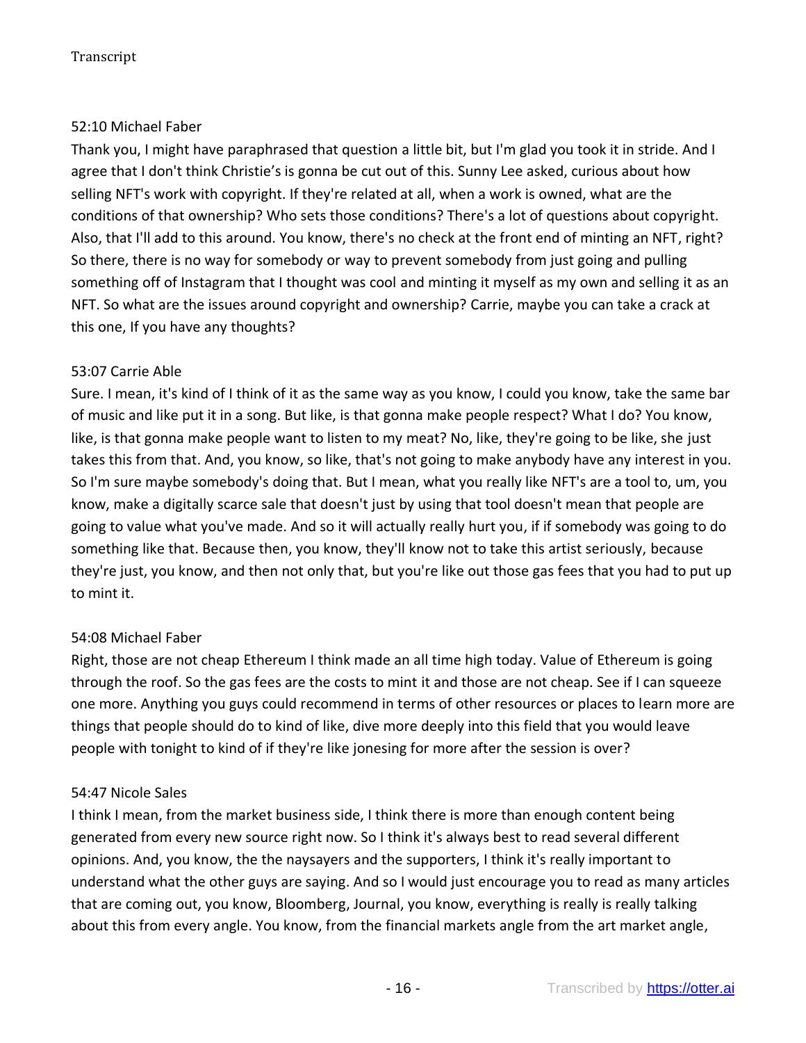52:10 Michael Faber

Thank you, I might have paraphrased that question a little bit, but I'm glad you took it in stride. And I agree that I don't think Christie's is gonna be cut out of this. Sunny Lee asked, curious about how selling NFT's work with copyright. If they're related at all, when a work is owned, what are the conditions of that ownership? Who sets those conditions? There's a lot of questions about copyright. Also, that I'll add to this around. You know, there's no check at the front end of minting an NFT, right? So there, there is no way for somebody or way to prevent somebody from just going and pulling something off of Instagram that I thought was cool and minting it myself as my own and selling it as an NFT. So what are the issues around copyright and ownership? Carrie, maybe you can take a crack at this one, If you have any thoughts?

53:07 Carrie Able

Sure. I mean, it's kind of I think of it as the same way as you know, I could you know, take the same bar of music and like put it in a song. But like, is that gonna make people respect? What I do? You know, like, is that gonna make people want to listen to my meat? No, like, they're going to be like, she just takes this from that. And, you know, so like, that's not going to make anybody have any interest in you. So I'm sure maybe somebody's doing that. But I mean, what you really like NFT's are a tool to, um, you know, make a digitally scarce sale that doesn't just by using that tool doesn't mean that people are going to value what you've made. And so it will actually really hurt you, if if somebody was going to do something like that. Because then, you know, they'll know not to take this artist seriously, because they're just, you know, and then not only that, but you're like out those gas fees that you had to put up to mint it.

54:08 Michael Faber

Right, those are not cheap Ethereum I think made an all time high today. Value of Ethereum is going through the roof. So the gas fees are the costs to mint it and those are not cheap. See if I can squeeze one more. Anything you guys could recommend in terms of other resources or places to learn more are things that people should do to kind of like, dive more deeply into this field that you would leave people with tonight to kind of if they're like jonesing for more after the session is over?

54:47 Nicole Sales

I think I mean, from the market business side, I think there is more than enough content being generated from every new source right now. So I think it's always best to read several different opinions. And, you know, the the naysayers and the supporters, I think it's really important to understand what the other guys are saying. And so I would just encourage you to read as many articles that are coming out, you know, Bloomberg, Journal, you know, everything is really is really talking about this from every angle. You know, from the financial markets angle from the art market angle,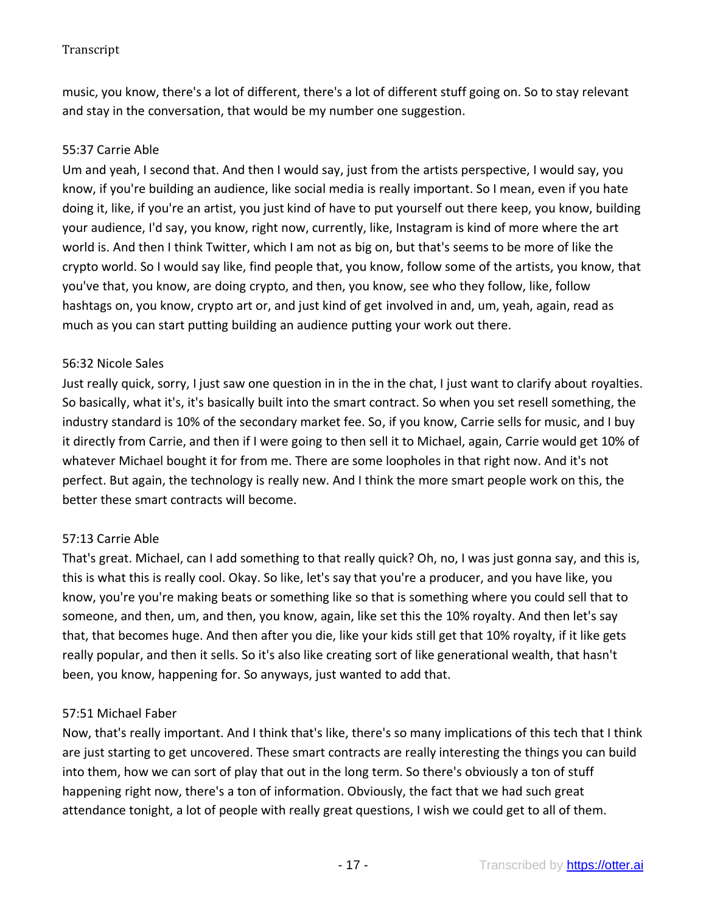music, you know, there's a lot of different, there's a lot of different stuff going on. So to stay relevant and stay in the conversation, that would be my number one suggestion.

55:37 Carrie Able

Um and yeah, I second that. And then I would say, just from the artists perspective, I would say, you know, if you're building an audience, like social media is really important. So I mean, even if you hate doing it, like, if you're an artist, you just kind of have to put yourself out there keep, you know, building your audience, I'd say, you know, right now, currently, like, Instagram is kind of more where the art world is. And then I think Twitter, which I am not as big on, but that's seems to be more of like the crypto world. So I would say like, find people that, you know, follow some of the artists, you know, that you've that, you know, are doing crypto, and then, you know, see who they follow, like, follow hashtags on, you know, crypto art or, and just kind of get involved in and, um, yeah, again, read as much as you can start putting building an audience putting your work out there.

56:32 Nicole Sales

Just really quick, sorry, I just saw one question in in the in the chat, I just want to clarify about royalties. So basically, what it's, it's basically built into the smart contract. So when you set resell something, the industry standard is 10% of the secondary market fee. So, if you know, Carrie sells for music, and I buy it directly from Carrie, and then if I were going to then sell it to Michael, again, Carrie would get 10% of whatever Michael bought it for from me. There are some loopholes in that right now. And it's not perfect. But again, the technology is really new. And I think the more smart people work on this, the better these smart contracts will become.

57:13 Carrie Able

That's great. Michael, can I add something to that really quick? Oh, no, I was just gonna say, and this is, this is what this is really cool. Okay. So like, let's say that you're a producer, and you have like, you know, you're you're making beats or something like so that is something where you could sell that to someone, and then, um, and then, you know, again, like set this the 10% royalty. And then let's say that, that becomes huge. And then after you die, like your kids still get that 10% royalty, if it like gets really popular, and then it sells. So it's also like creating sort of like generational wealth, that hasn't been, you know, happening for. So anyways, just wanted to add that.

57:51 Michael Faber

Now, that's really important. And I think that's like, there's so many implications of this tech that I think are just starting to get uncovered. These smart contracts are really interesting the things you can build into them, how we can sort of play that out in the long term. So there's obviously a ton of stuff happening right now, there's a ton of information. Obviously, the fact that we had such great attendance tonight, a lot of people with really great questions, I wish we could get to all of them.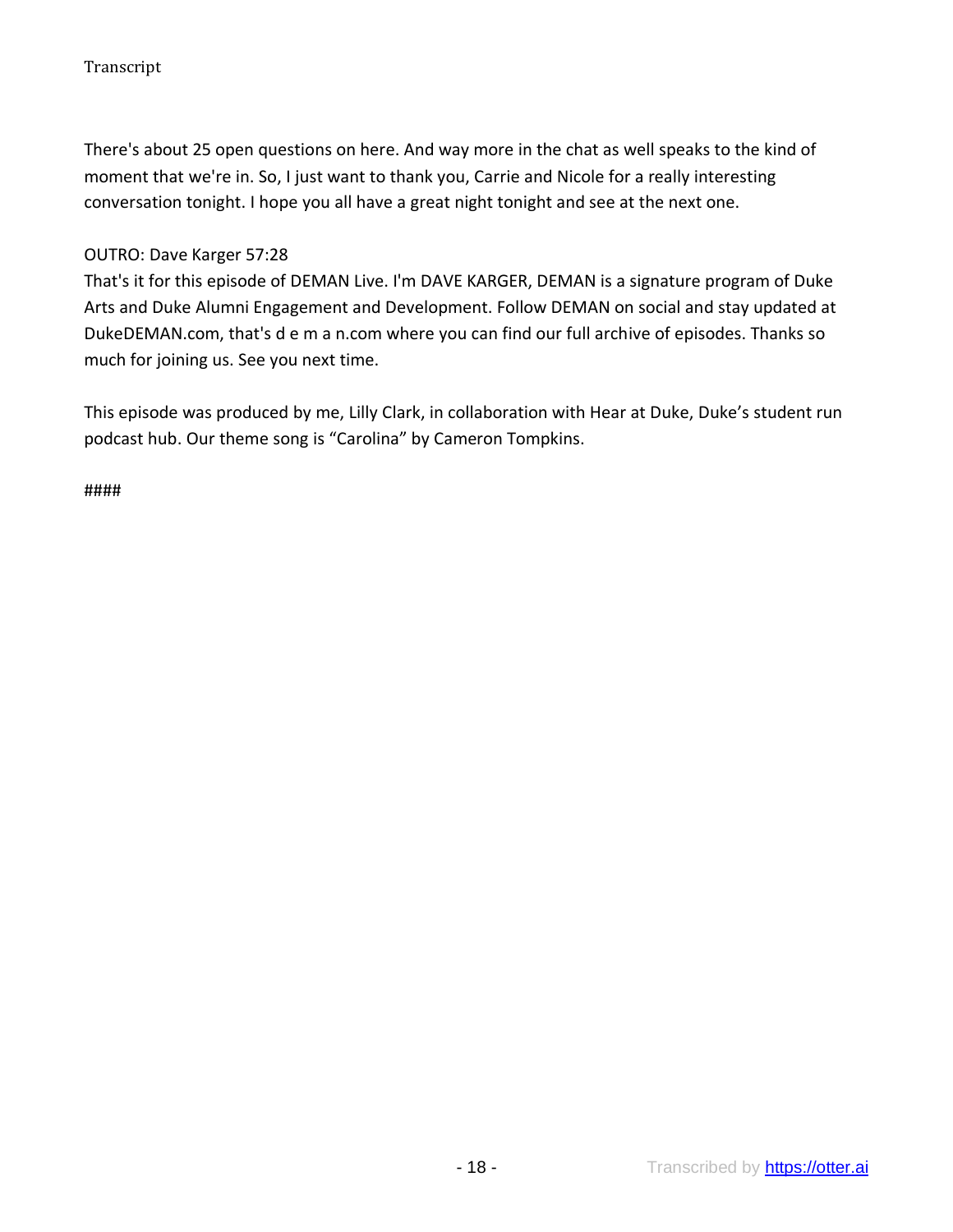There's about 25 open questions on here. And way more in the chat as well speaks to the kind of moment that we're in. So, I just want to thank you, Carrie and Nicole for a really interesting conversation tonight. I hope you all have a great night tonight and see at the next one.

OUTRO: Dave Karger 57:28
That's it for this episode of DEMAN Live. I'm DAVE KARGER, DEMAN is a signature program of Duke Arts and Duke Alumni Engagement and Development. Follow DEMAN on social and stay updated at DukeDEMAN.com, that's d e m a n.com where you can find our full archive of episodes. Thanks so much for joining us. See you next time.

This episode was produced by me, Lilly Clark, in collaboration with Hear at Duke, Duke's student run podcast hub. Our theme song is "Carolina" by Cameron Tompkins.

####